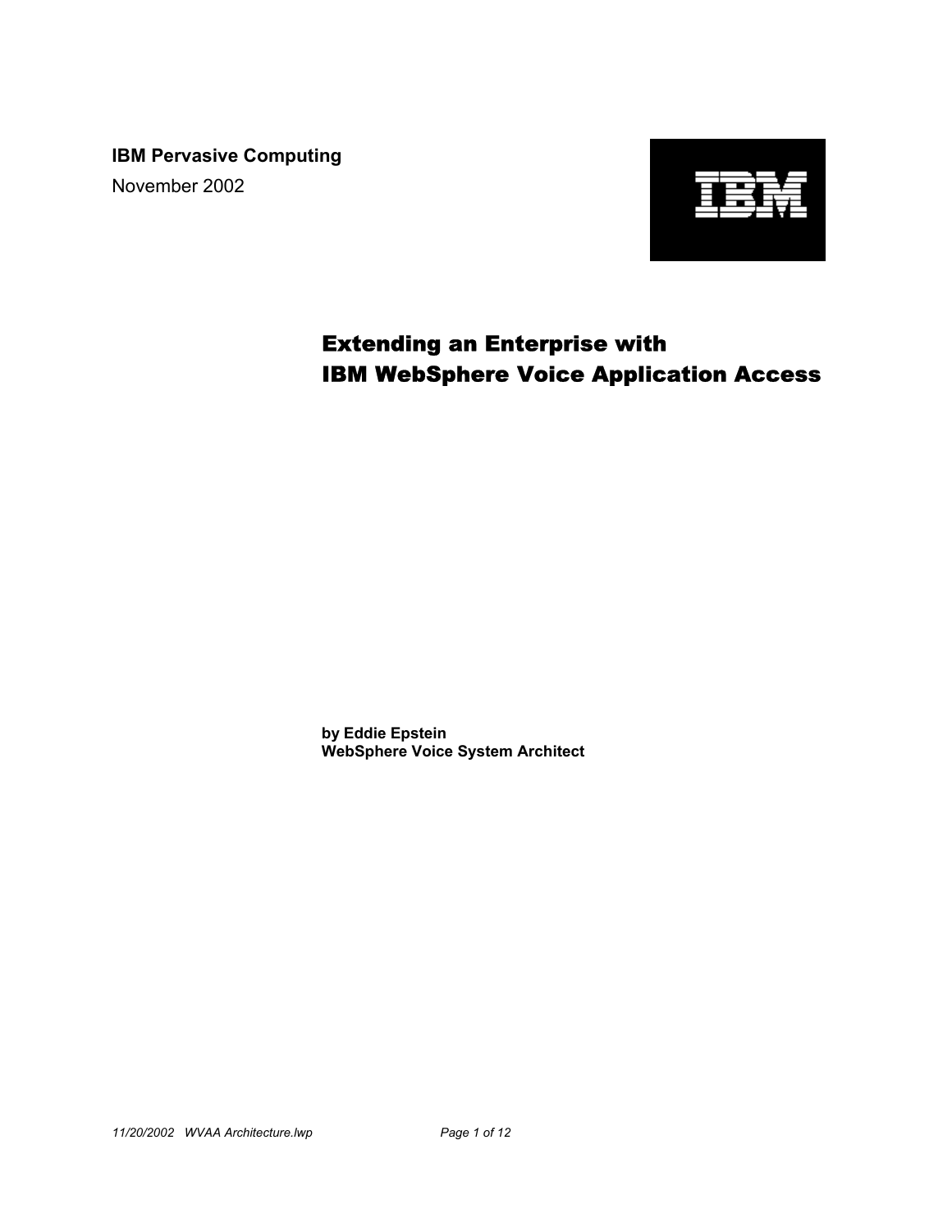**IBM Pervasive Computing**

November 2002

# Extending an Enterprise with IBM WebSphere Voice Application Access

**by Eddie Epstein**
**WebSphere Voice System Architect**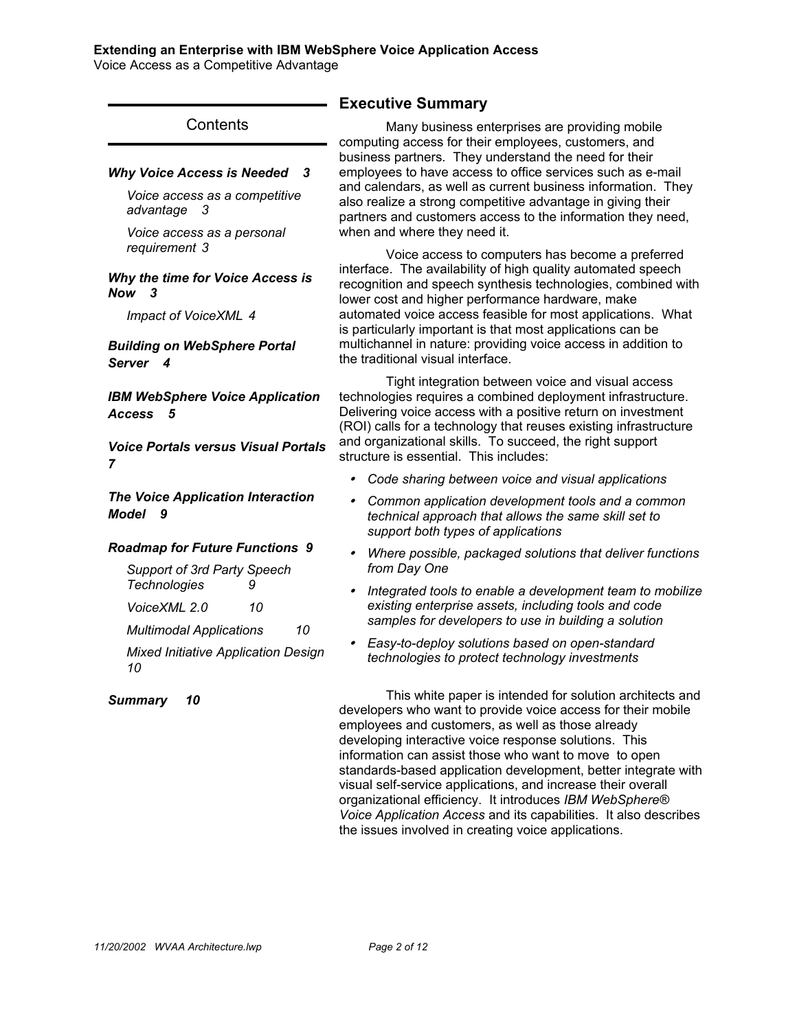## Contents

***Why Voice Access is Needed 3***

*Voice access as a competitive advantage 3*

*Voice access as a personal requirement 3*

***Why the time for Voice Access is Now 3***

*Impact of VoiceXML 4*

***Building on WebSphere Portal Server 4***

***IBM WebSphere Voice Application Access 5***

***Voice Portals versus Visual Portals 7***

***The Voice Application Interaction Model 9***

***Roadmap for Future Functions 9***

*Support of 3rd Party Speech Technologies 9*

*VoiceXML 2.0 10*

*Multimodal Applications 10*

*Mixed Initiative Application Design 10*

***Summary 10***

## Executive Summary

Many business enterprises are providing mobile computing access for their employees, customers, and business partners. They understand the need for their employees to have access to office services such as e-mail and calendars, as well as current business information. They also realize a strong competitive advantage in giving their partners and customers access to the information they need, when and where they need it.

Voice access to computers has become a preferred interface. The availability of high quality automated speech recognition and speech synthesis technologies, combined with lower cost and higher performance hardware, make automated voice access feasible for most applications. What is particularly important is that most applications can be multichannel in nature: providing voice access in addition to the traditional visual interface.

Tight integration between voice and visual access technologies requires a combined deployment infrastructure. Delivering voice access with a positive return on investment (ROI) calls for a technology that reuses existing infrastructure and organizational skills. To succeed, the right support structure is essential. This includes:

- *Code sharing between voice and visual applications*
- *Common application development tools and a common technical approach that allows the same skill set to support both types of applications*
- *Where possible, packaged solutions that deliver functions from Day One*
- *Integrated tools to enable a development team to mobilize existing enterprise assets, including tools and code samples for developers to use in building a solution*
- *Easy-to-deploy solutions based on open-standard technologies to protect technology investments*

This white paper is intended for solution architects and developers who want to provide voice access for their mobile employees and customers, as well as those already developing interactive voice response solutions. This information can assist those who want to move to open standards-based application development, better integrate with visual self-service applications, and increase their overall organizational efficiency. It introduces *IBM WebSphere® Voice Application Access* and its capabilities. It also describes the issues involved in creating voice applications.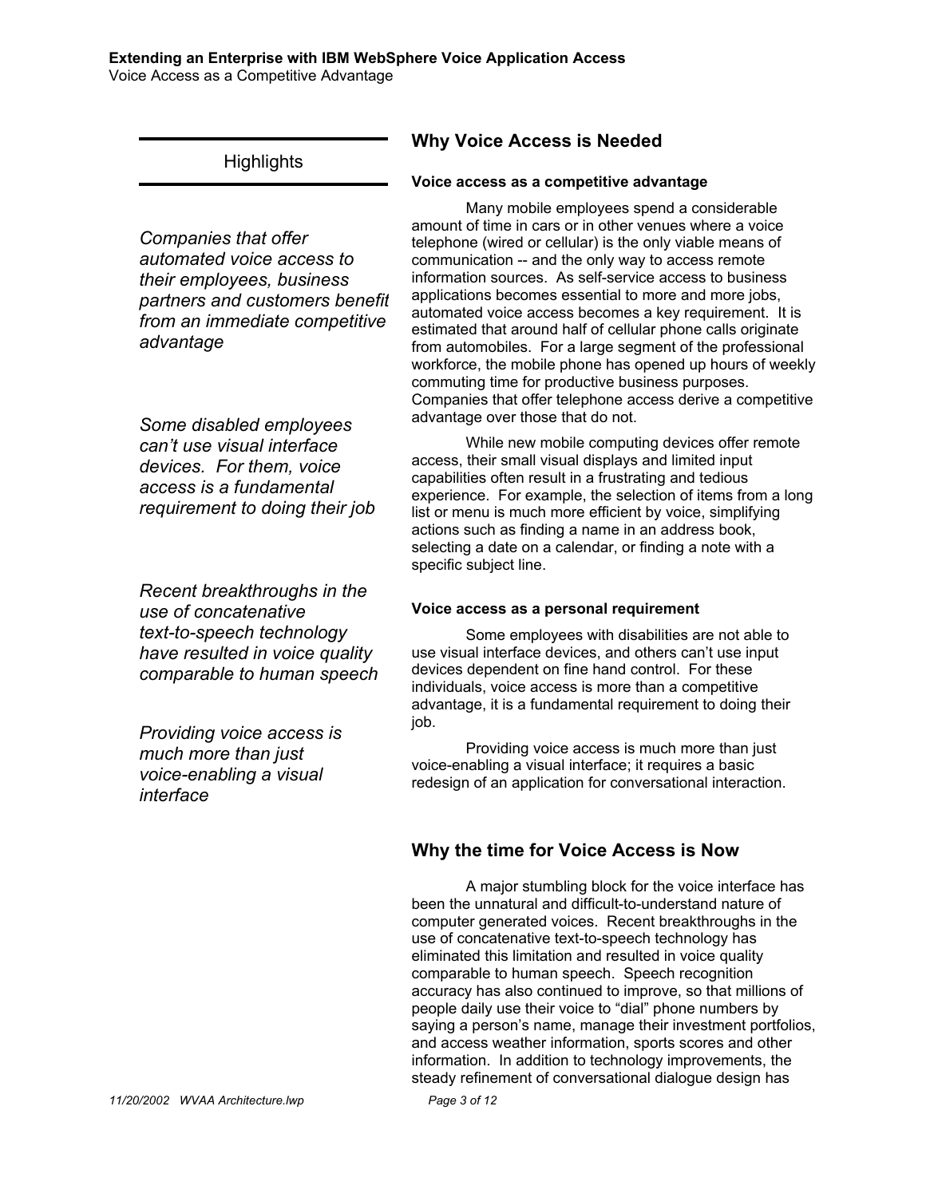### Highlights

*Companies that offer automated voice access to their employees, business partners and customers benefit from an immediate competitive advantage*

*Some disabled employees can't use visual interface devices. For them, voice access is a fundamental requirement to doing their job*

*Recent breakthroughs in the use of concatenative text-to-speech technology have resulted in voice quality comparable to human speech*

*Providing voice access is much more than just voice-enabling a visual interface*

## Why Voice Access is Needed

#### Voice access as a competitive advantage

Many mobile employees spend a considerable amount of time in cars or in other venues where a voice telephone (wired or cellular) is the only viable means of communication -- and the only way to access remote information sources. As self-service access to business applications becomes essential to more and more jobs, automated voice access becomes a key requirement. It is estimated that around half of cellular phone calls originate from automobiles. For a large segment of the professional workforce, the mobile phone has opened up hours of weekly commuting time for productive business purposes. Companies that offer telephone access derive a competitive advantage over those that do not.

While new mobile computing devices offer remote access, their small visual displays and limited input capabilities often result in a frustrating and tedious experience. For example, the selection of items from a long list or menu is much more efficient by voice, simplifying actions such as finding a name in an address book, selecting a date on a calendar, or finding a note with a specific subject line.

#### Voice access as a personal requirement

Some employees with disabilities are not able to use visual interface devices, and others can't use input devices dependent on fine hand control. For these individuals, voice access is more than a competitive advantage, it is a fundamental requirement to doing their job.

Providing voice access is much more than just voice-enabling a visual interface; it requires a basic redesign of an application for conversational interaction.

## Why the time for Voice Access is Now

A major stumbling block for the voice interface has been the unnatural and difficult-to-understand nature of computer generated voices. Recent breakthroughs in the use of concatenative text-to-speech technology has eliminated this limitation and resulted in voice quality comparable to human speech. Speech recognition accuracy has also continued to improve, so that millions of people daily use their voice to "dial" phone numbers by saying a person's name, manage their investment portfolios, and access weather information, sports scores and other information. In addition to technology improvements, the steady refinement of conversational dialogue design has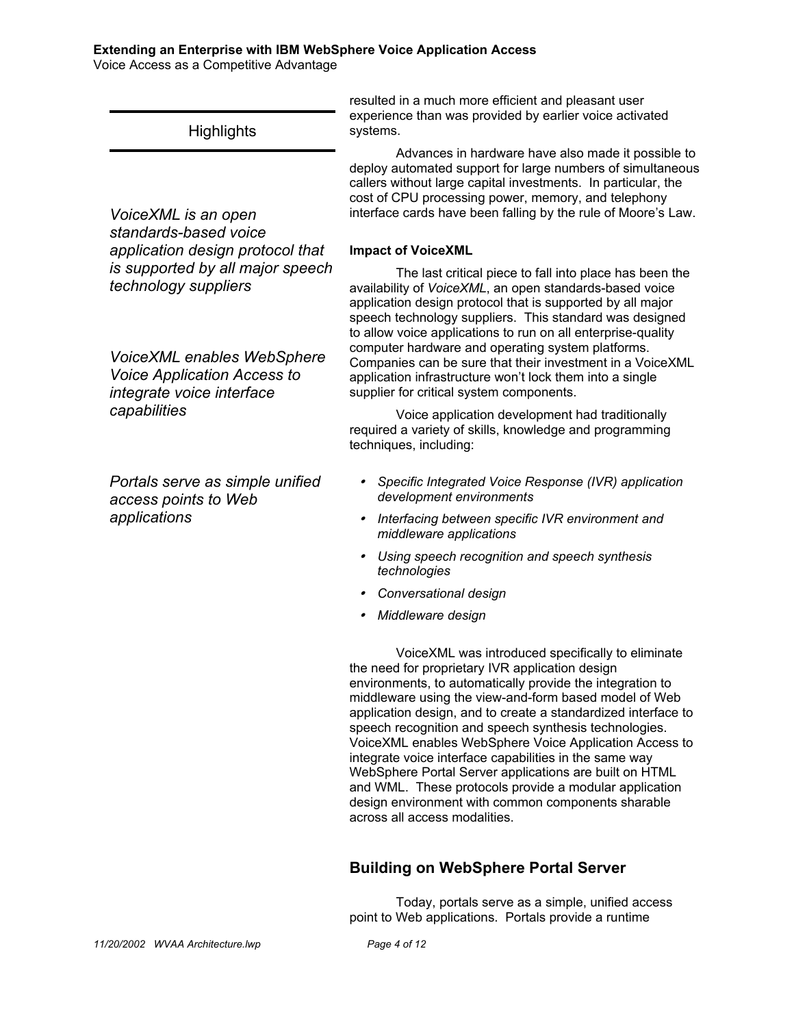### Highlights

*VoiceXML is an open standards-based voice application design protocol that is supported by all major speech technology suppliers*

*VoiceXML enables WebSphere Voice Application Access to integrate voice interface capabilities*

*Portals serve as simple unified access points to Web applications*

resulted in a much more efficient and pleasant user experience than was provided by earlier voice activated systems.

Advances in hardware have also made it possible to deploy automated support for large numbers of simultaneous callers without large capital investments. In particular, the cost of CPU processing power, memory, and telephony interface cards have been falling by the rule of Moore's Law.

**Impact of VoiceXML**

The last critical piece to fall into place has been the availability of *VoiceXML*, an open standards-based voice application design protocol that is supported by all major speech technology suppliers. This standard was designed to allow voice applications to run on all enterprise-quality computer hardware and operating system platforms. Companies can be sure that their investment in a VoiceXML application infrastructure won't lock them into a single supplier for critical system components.

Voice application development had traditionally required a variety of skills, knowledge and programming techniques, including:

- *Specific Integrated Voice Response (IVR) application development environments*
- *Interfacing between specific IVR environment and middleware applications*
- *Using speech recognition and speech synthesis technologies*
- *Conversational design*
- *Middleware design*

VoiceXML was introduced specifically to eliminate the need for proprietary IVR application design environments, to automatically provide the integration to middleware using the view-and-form based model of Web application design, and to create a standardized interface to speech recognition and speech synthesis technologies. VoiceXML enables WebSphere Voice Application Access to integrate voice interface capabilities in the same way WebSphere Portal Server applications are built on HTML and WML. These protocols provide a modular application design environment with common components sharable across all access modalities.

## Building on WebSphere Portal Server

Today, portals serve as a simple, unified access point to Web applications. Portals provide a runtime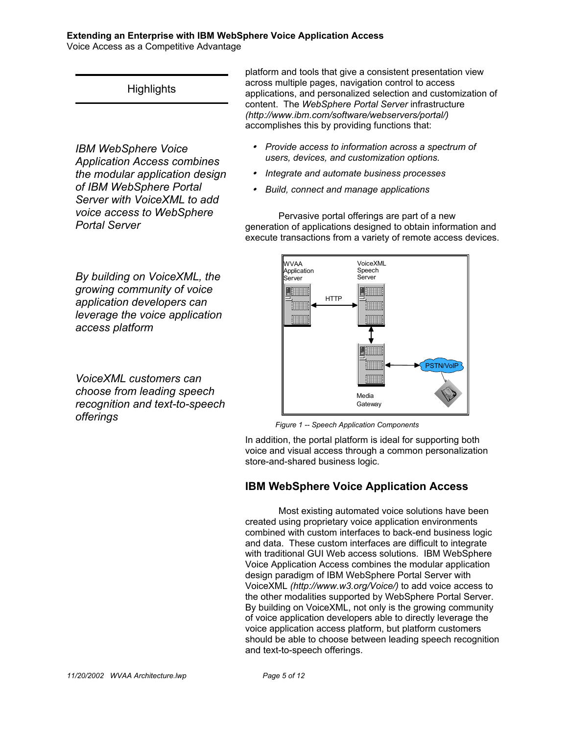Highlights

*IBM WebSphere Voice Application Access combines the modular application design of IBM WebSphere Portal Server with VoiceXML to add voice access to WebSphere Portal Server*

*By building on VoiceXML, the growing community of voice application developers can leverage the voice application access platform*

*VoiceXML customers can choose from leading speech recognition and text-to-speech offerings*

platform and tools that give a consistent presentation view across multiple pages, navigation control to access applications, and personalized selection and customization of content. The *WebSphere Portal Server* infrastructure *(http://www.ibm.com/software/webservers/portal/)* accomplishes this by providing functions that:

- *Provide access to information across a spectrum of users, devices, and customization options.*
- *Integrate and automate business processes*
- *Build, connect and manage applications*

Pervasive portal offerings are part of a new generation of applications designed to obtain information and execute transactions from a variety of remote access devices.

*Figure 1 -- Speech Application Components*

In addition, the portal platform is ideal for supporting both voice and visual access through a common personalization store-and-shared business logic.

## IBM WebSphere Voice Application Access

Most existing automated voice solutions have been created using proprietary voice application environments combined with custom interfaces to back-end business logic and data. These custom interfaces are difficult to integrate with traditional GUI Web access solutions. IBM WebSphere Voice Application Access combines the modular application design paradigm of IBM WebSphere Portal Server with VoiceXML *(http://www.w3.org/Voice/)* to add voice access to the other modalities supported by WebSphere Portal Server. By building on VoiceXML, not only is the growing community of voice application developers able to directly leverage the voice application access platform, but platform customers should be able to choose between leading speech recognition and text-to-speech offerings.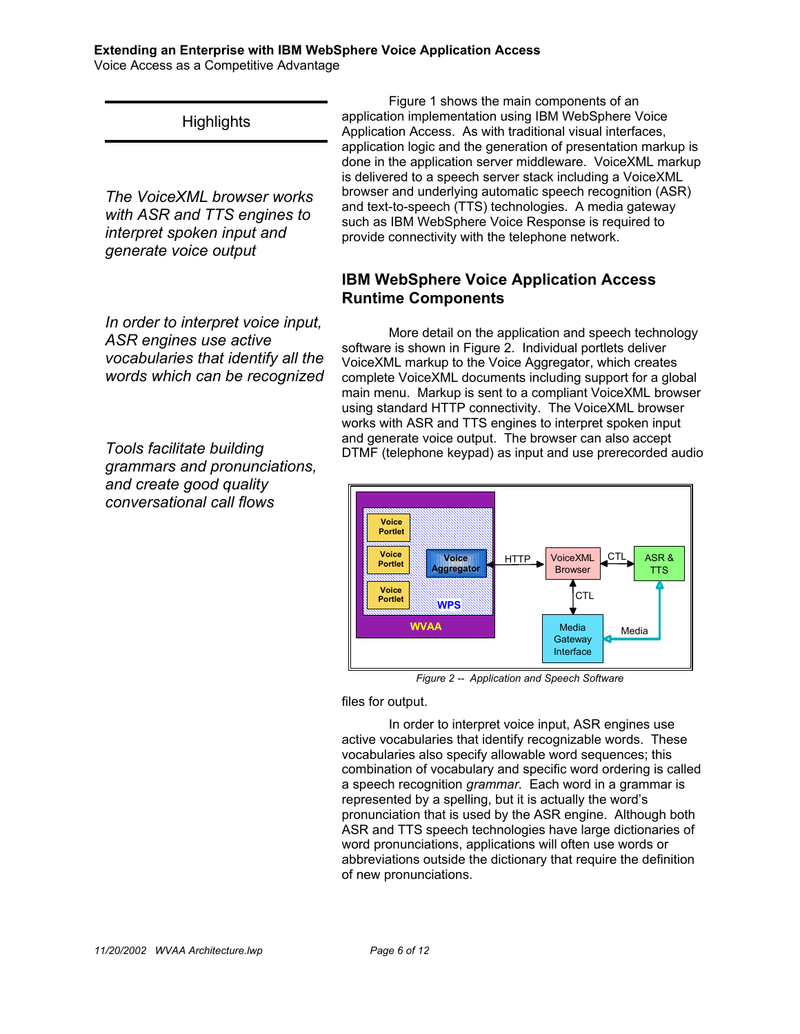## Highlights

*The VoiceXML browser works with ASR and TTS engines to interpret spoken input and generate voice output*

*In order to interpret voice input, ASR engines use active vocabularies that identify all the words which can be recognized*

*Tools facilitate building grammars and pronunciations, and create good quality conversational call flows*

Figure 1 shows the main components of an application implementation using IBM WebSphere Voice Application Access. As with traditional visual interfaces, application logic and the generation of presentation markup is done in the application server middleware. VoiceXML markup is delivered to a speech server stack including a VoiceXML browser and underlying automatic speech recognition (ASR) and text-to-speech (TTS) technologies. A media gateway such as IBM WebSphere Voice Response is required to provide connectivity with the telephone network.

## IBM WebSphere Voice Application Access Runtime Components

More detail on the application and speech technology software is shown in Figure 2. Individual portlets deliver VoiceXML markup to the Voice Aggregator, which creates complete VoiceXML documents including support for a global main menu. Markup is sent to a compliant VoiceXML browser using standard HTTP connectivity. The VoiceXML browser works with ASR and TTS engines to interpret spoken input and generate voice output. The browser can also accept DTMF (telephone keypad) as input and use prerecorded audio files for output.

*Figure 2 -- Application and Speech Software*

In order to interpret voice input, ASR engines use active vocabularies that identify recognizable words. These vocabularies also specify allowable word sequences; this combination of vocabulary and specific word ordering is called a speech recognition *grammar.* Each word in a grammar is represented by a spelling, but it is actually the word's pronunciation that is used by the ASR engine. Although both ASR and TTS speech technologies have large dictionaries of word pronunciations, applications will often use words or abbreviations outside the dictionary that require the definition of new pronunciations.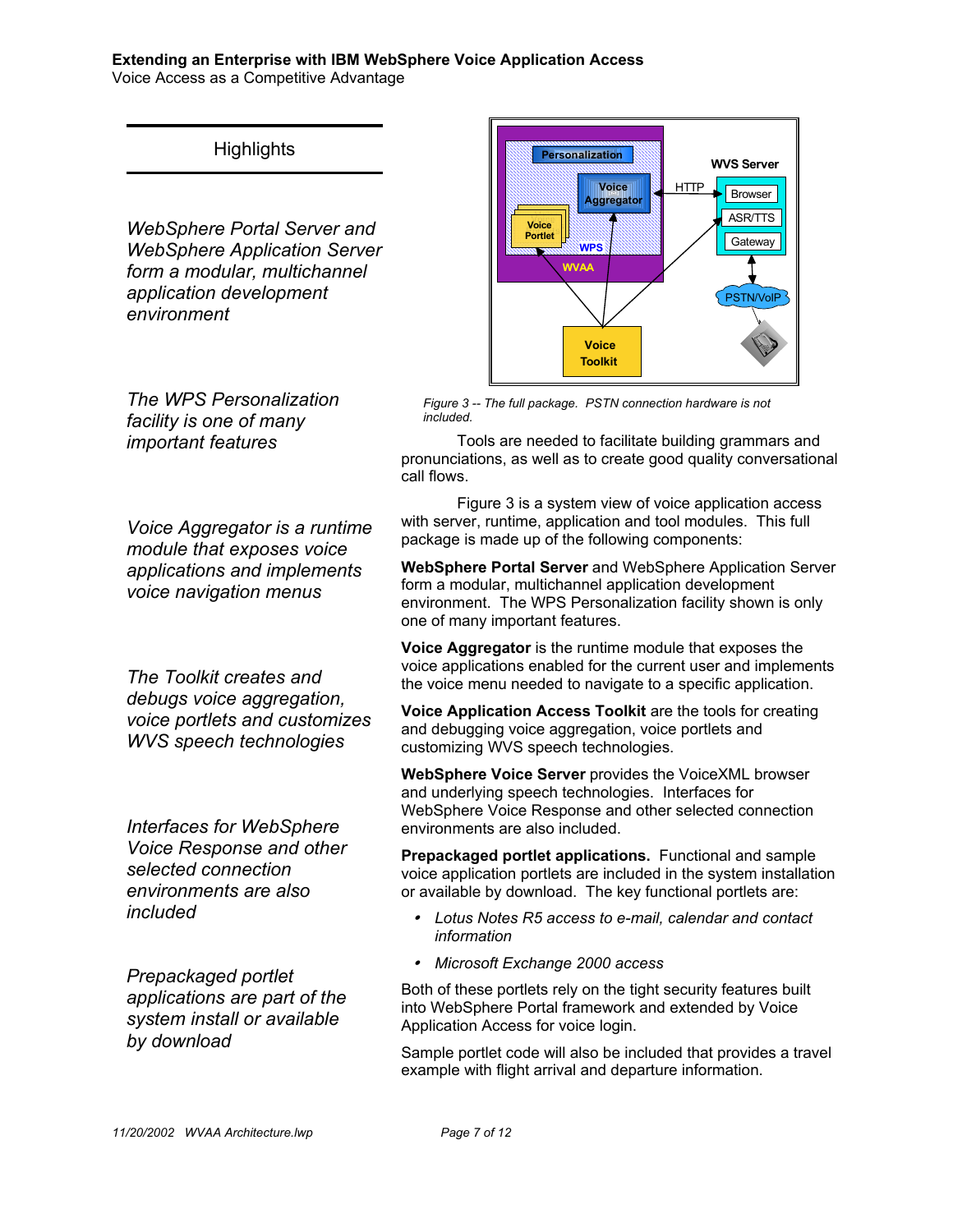## Highlights

*WebSphere Portal Server and WebSphere Application Server form a modular, multichannel application development environment*

*The WPS Personalization facility is one of many important features*

*Voice Aggregator is a runtime module that exposes voice applications and implements voice navigation menus*

*The Toolkit creates and debugs voice aggregation, voice portlets and customizes WVS speech technologies*

*Interfaces for WebSphere Voice Response and other selected connection environments are also included*

*Prepackaged portlet applications are part of the system install or available by download*

*Figure 3 -- The full package. PSTN connection hardware is not included.*

Tools are needed to facilitate building grammars and pronunciations, as well as to create good quality conversational call flows.

Figure 3 is a system view of voice application access with server, runtime, application and tool modules. This full package is made up of the following components:

**WebSphere Portal Server** and WebSphere Application Server form a modular, multichannel application development environment. The WPS Personalization facility shown is only one of many important features.

**Voice Aggregator** is the runtime module that exposes the voice applications enabled for the current user and implements the voice menu needed to navigate to a specific application.

**Voice Application Access Toolkit** are the tools for creating and debugging voice aggregation, voice portlets and customizing WVS speech technologies.

**WebSphere Voice Server** provides the VoiceXML browser and underlying speech technologies. Interfaces for WebSphere Voice Response and other selected connection environments are also included.

**Prepackaged portlet applications.** Functional and sample voice application portlets are included in the system installation or available by download. The key functional portlets are:

- *Lotus Notes R5 access to e-mail, calendar and contact information*
- *Microsoft Exchange 2000 access*

Both of these portlets rely on the tight security features built into WebSphere Portal framework and extended by Voice Application Access for voice login.

Sample portlet code will also be included that provides a travel example with flight arrival and departure information.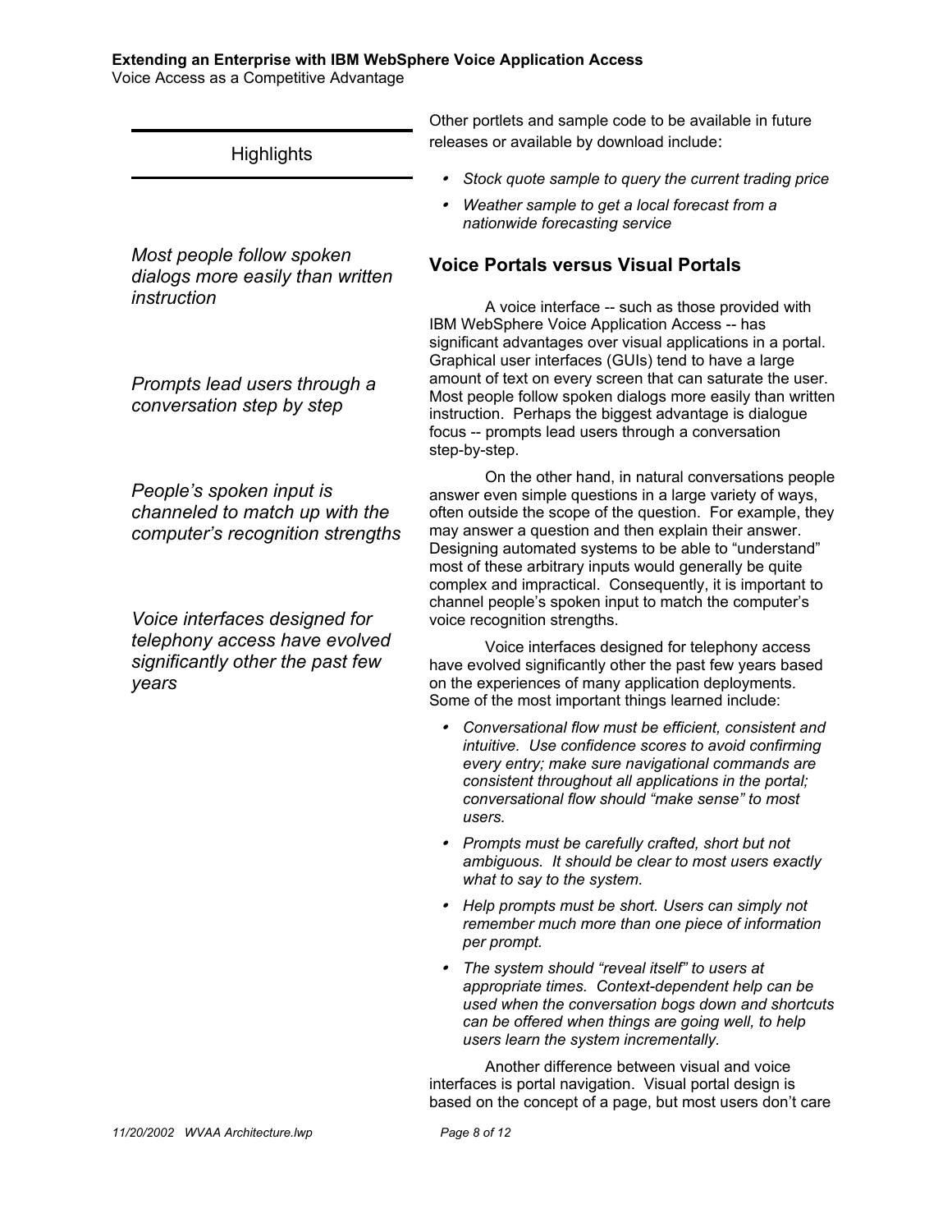Other portlets and sample code to be available in future releases or available by download include:

- *Stock quote sample to query the current trading price*
- *Weather sample to get a local forecast from a nationwide forecasting service*

## Highlights

*Most people follow spoken dialogs more easily than written instruction*

*Prompts lead users through a conversation step by step*

*People's spoken input is channeled to match up with the computer's recognition strengths*

*Voice interfaces designed for telephony access have evolved significantly other the past few years*

## Voice Portals versus Visual Portals

A voice interface -- such as those provided with IBM WebSphere Voice Application Access -- has significant advantages over visual applications in a portal. Graphical user interfaces (GUIs) tend to have a large amount of text on every screen that can saturate the user. Most people follow spoken dialogs more easily than written instruction. Perhaps the biggest advantage is dialogue focus -- prompts lead users through a conversation step-by-step.

On the other hand, in natural conversations people answer even simple questions in a large variety of ways, often outside the scope of the question. For example, they may answer a question and then explain their answer. Designing automated systems to be able to "understand" most of these arbitrary inputs would generally be quite complex and impractical. Consequently, it is important to channel people's spoken input to match the computer's voice recognition strengths.

Voice interfaces designed for telephony access have evolved significantly other the past few years based on the experiences of many application deployments. Some of the most important things learned include:

- *Conversational flow must be efficient, consistent and intuitive. Use confidence scores to avoid confirming every entry; make sure navigational commands are consistent throughout all applications in the portal; conversational flow should "make sense" to most users.*
- *Prompts must be carefully crafted, short but not ambiguous. It should be clear to most users exactly what to say to the system.*
- *Help prompts must be short. Users can simply not remember much more than one piece of information per prompt.*
- *The system should "reveal itself" to users at appropriate times. Context-dependent help can be used when the conversation bogs down and shortcuts can be offered when things are going well, to help users learn the system incrementally.*

Another difference between visual and voice interfaces is portal navigation. Visual portal design is based on the concept of a page, but most users don't care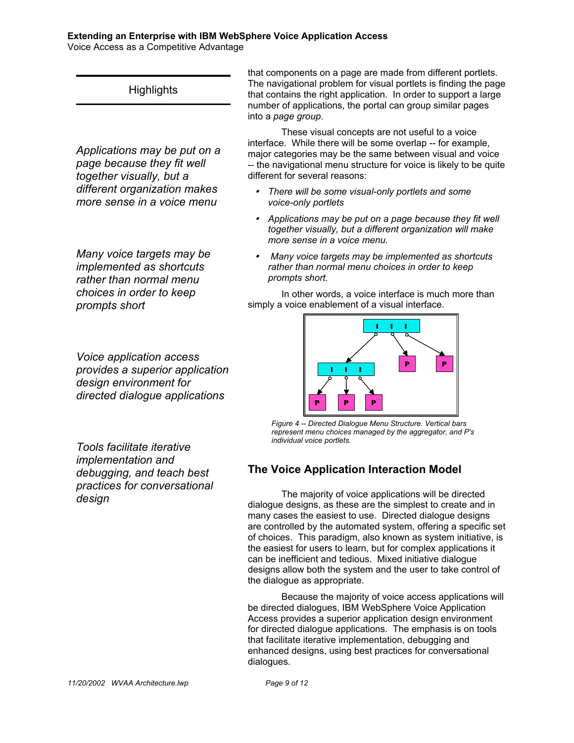that components on a page are made from different portlets. The navigational problem for visual portlets is finding the page that contains the right application. In order to support a large number of applications, the portal can group similar pages into a *page group*.

These visual concepts are not useful to a voice interface. While there will be some overlap -- for example, major categories may be the same between visual and voice -- the navigational menu structure for voice is likely to be quite different for several reasons:

- *There will be some visual-only portlets and some voice-only portlets*
- *Applications may be put on a page because they fit well together visually, but a different organization will make more sense in a voice menu.*
- *Many voice targets may be implemented as shortcuts rather than normal menu choices in order to keep prompts short.*

In other words, a voice interface is much more than simply a voice enablement of a visual interface.

*Figure 4 -- Directed Dialogue Menu Structure. Vertical bars represent menu choices managed by the aggregator, and P's individual voice portlets.*

## Highlights

*Applications may be put on a page because they fit well together visually, but a different organization makes more sense in a voice menu*

*Many voice targets may be implemented as shortcuts rather than normal menu choices in order to keep prompts short*

*Voice application access provides a superior application design environment for directed dialogue applications*

*Tools facilitate iterative implementation and debugging, and teach best practices for conversational design*

## The Voice Application Interaction Model

The majority of voice applications will be directed dialogue designs, as these are the simplest to create and in many cases the easiest to use. Directed dialogue designs are controlled by the automated system, offering a specific set of choices. This paradigm, also known as system initiative, is the easiest for users to learn, but for complex applications it can be inefficient and tedious. Mixed initiative dialogue designs allow both the system and the user to take control of the dialogue as appropriate.

Because the majority of voice access applications will be directed dialogues, IBM WebSphere Voice Application Access provides a superior application design environment for directed dialogue applications. The emphasis is on tools that facilitate iterative implementation, debugging and enhanced designs, using best practices for conversational dialogues.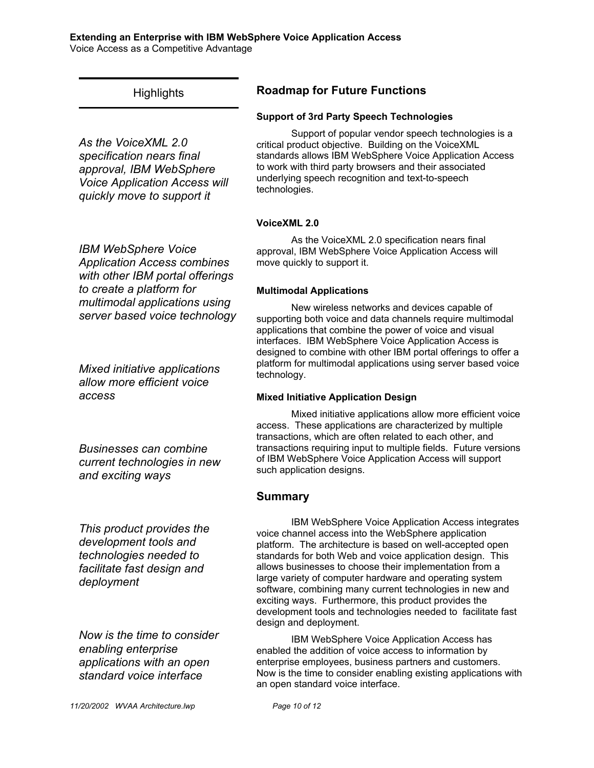## Highlights

*As the VoiceXML 2.0 specification nears final approval, IBM WebSphere Voice Application Access will quickly move to support it*

*IBM WebSphere Voice Application Access combines with other IBM portal offerings to create a platform for multimodal applications using server based voice technology*

*Mixed initiative applications allow more efficient voice access*

*Businesses can combine current technologies in new and exciting ways*

*This product provides the development tools and technologies needed to facilitate fast design and deployment*

*Now is the time to consider enabling enterprise applications with an open standard voice interface*

## Roadmap for Future Functions

### Support of 3rd Party Speech Technologies

Support of popular vendor speech technologies is a critical product objective. Building on the VoiceXML standards allows IBM WebSphere Voice Application Access to work with third party browsers and their associated underlying speech recognition and text-to-speech technologies.

### VoiceXML 2.0

As the VoiceXML 2.0 specification nears final approval, IBM WebSphere Voice Application Access will move quickly to support it.

### Multimodal Applications

New wireless networks and devices capable of supporting both voice and data channels require multimodal applications that combine the power of voice and visual interfaces. IBM WebSphere Voice Application Access is designed to combine with other IBM portal offerings to offer a platform for multimodal applications using server based voice technology.

### Mixed Initiative Application Design

Mixed initiative applications allow more efficient voice access. These applications are characterized by multiple transactions, which are often related to each other, and transactions requiring input to multiple fields. Future versions of IBM WebSphere Voice Application Access will support such application designs.

## Summary

IBM WebSphere Voice Application Access integrates voice channel access into the WebSphere application platform. The architecture is based on well-accepted open standards for both Web and voice application design. This allows businesses to choose their implementation from a large variety of computer hardware and operating system software, combining many current technologies in new and exciting ways. Furthermore, this product provides the development tools and technologies needed to facilitate fast design and deployment.

IBM WebSphere Voice Application Access has enabled the addition of voice access to information by enterprise employees, business partners and customers. Now is the time to consider enabling existing applications with an open standard voice interface.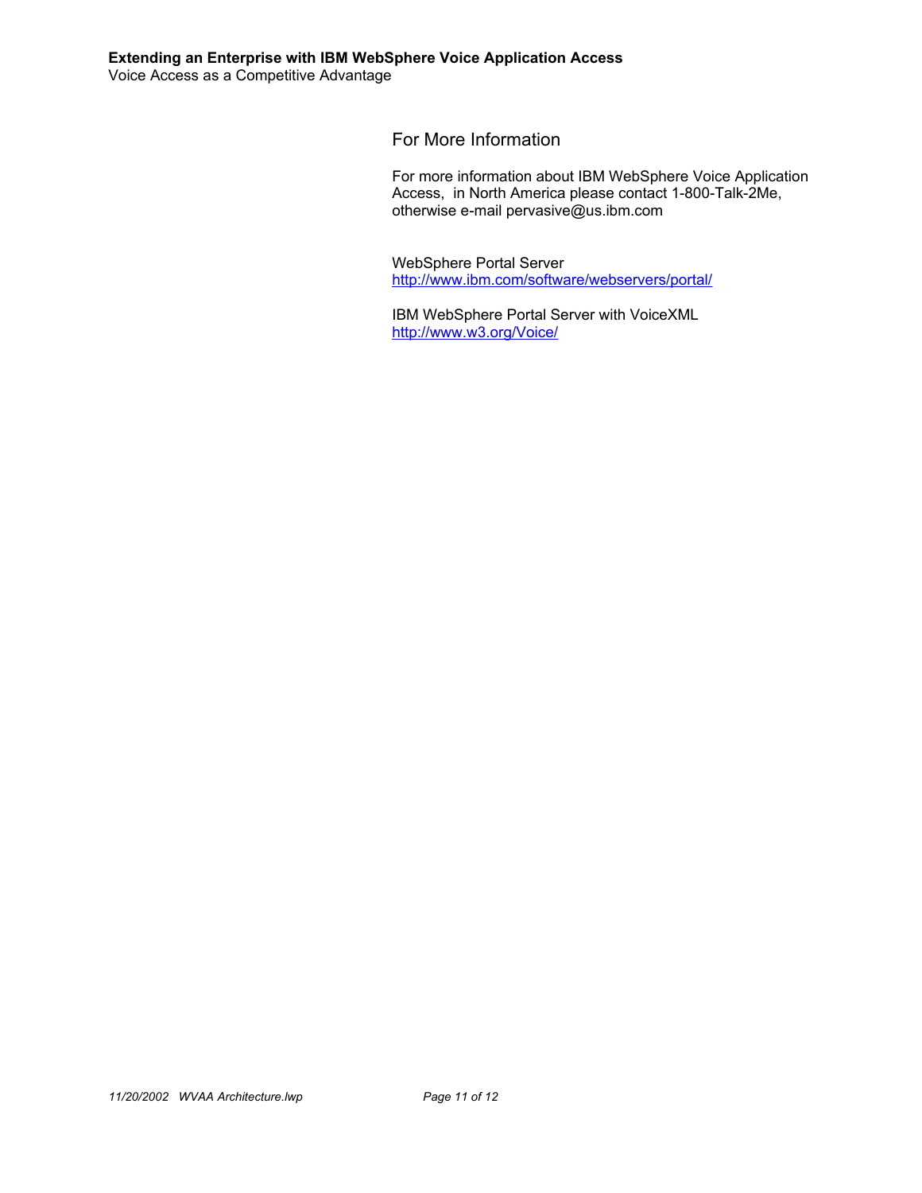## For More Information

For more information about IBM WebSphere Voice Application Access, in North America please contact 1-800-Talk-2Me, otherwise e-mail pervasive@us.ibm.com

WebSphere Portal Server
http://www.ibm.com/software/webservers/portal/

IBM WebSphere Portal Server with VoiceXML
http://www.w3.org/Voice/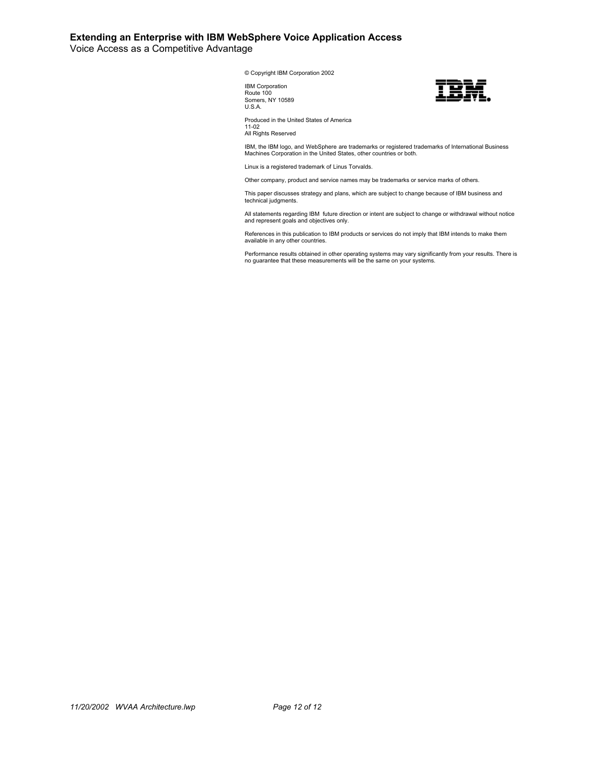© Copyright IBM Corporation 2002

IBM Corporation
Route 100
Somers, NY 10589
U.S.A.

Produced in the United States of America
11-02
All Rights Reserved

IBM, the IBM logo, and WebSphere are trademarks or registered trademarks of International Business Machines Corporation in the United States, other countries or both.

Linux is a registered trademark of Linus Torvalds.

Other company, product and service names may be trademarks or service marks of others.

This paper discusses strategy and plans, which are subject to change because of IBM business and technical judgments.

All statements regarding IBM future direction or intent are subject to change or withdrawal without notice and represent goals and objectives only.

References in this publication to IBM products or services do not imply that IBM intends to make them available in any other countries.

Performance results obtained in other operating systems may vary significantly from your results. There is no guarantee that these measurements will be the same on your systems.